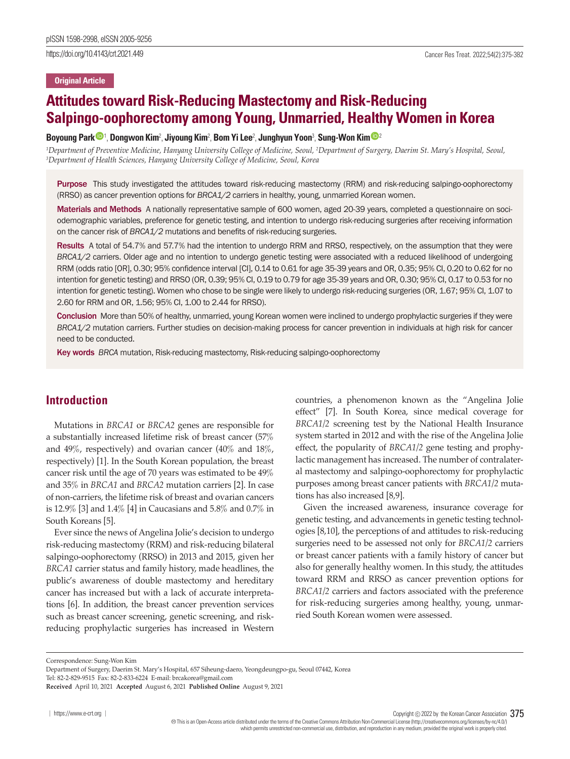Original Article

# Attitudes toward Risk-Reducing Mastectomy and Risk-Reducing Salpingo-oophorectomy among Young, Unmarried, Healthy Women in Korea

**Boyoung Park**[1], **Dongwon Kim**[2], **Jiyoung Kim**[2], **Bom Yi Lee**[2], **Junghyun Yoon**[3], **Sung-Won Kim**[2]

[1]*Department of Preventive Medicine, Hanyang University College of Medicine, Seoul,* [2]*Department of Surgery, Daerim St. Mary's Hospital, Seoul,* [3]*Department of Health Sciences, Hanyang University College of Medicine, Seoul, Korea*

**Purpose** This study investigated the attitudes toward risk-reducing mastectomy (RRM) and risk-reducing salpingo-oophorectomy (RRSO) as cancer prevention options for *BRCA1/2* carriers in healthy, young, unmarried Korean women.

**Materials and Methods** A nationally representative sample of 600 women, aged 20-39 years, completed a questionnaire on sociodemographic variables, preference for genetic testing, and intention to undergo risk-reducing surgeries after receiving information on the cancer risk of *BRCA1/2* mutations and benefits of risk-reducing surgeries.

**Results** A total of 54.7% and 57.7% had the intention to undergo RRM and RRSO, respectively, on the assumption that they were *BRCA1/2* carriers. Older age and no intention to undergo genetic testing were associated with a reduced likelihood of undergoing RRM (odds ratio [OR], 0.30; 95% confidence interval [CI], 0.14 to 0.61 for age 35-39 years and OR, 0.35; 95% CI, 0.20 to 0.62 for no intention for genetic testing) and RRSO (OR, 0.39; 95% CI, 0.19 to 0.79 for age 35-39 years and OR, 0.30; 95% CI, 0.17 to 0.53 for no intention for genetic testing). Women who chose to be single were likely to undergo risk-reducing surgeries (OR, 1.67; 95% CI, 1.07 to 2.60 for RRM and OR, 1.56; 95% CI, 1.00 to 2.44 for RRSO).

**Conclusion** More than 50% of healthy, unmarried, young Korean women were inclined to undergo prophylactic surgeries if they were *BRCA1/2* mutation carriers. Further studies on decision-making process for cancer prevention in individuals at high risk for cancer need to be conducted.

**Key words** *BRCA* mutation, Risk-reducing mastectomy, Risk-reducing salpingo-oophorectomy

## Introduction

Mutations in *BRCA1* or *BRCA2* genes are responsible for a substantially increased lifetime risk of breast cancer (57% and 49%, respectively) and ovarian cancer (40% and 18%, respectively) [1]. In the South Korean population, the breast cancer risk until the age of 70 years was estimated to be 49% and 35% in *BRCA1* and *BRCA2* mutation carriers [2]. In case of non-carriers, the lifetime risk of breast and ovarian cancers is 12.9% [3] and 1.4% [4] in Caucasians and 5.8% and 0.7% in South Koreans [5].

Ever since the news of Angelina Jolie's decision to undergo risk-reducing mastectomy (RRM) and risk-reducing bilateral salpingo-oophorectomy (RRSO) in 2013 and 2015, given her *BRCA1* carrier status and family history, made headlines, the public's awareness of double mastectomy and hereditary cancer has increased but with a lack of accurate interpretations [6]. In addition, the breast cancer prevention services such as breast cancer screening, genetic screening, and risk-reducing prophylactic surgeries has increased in Western countries, a phenomenon known as the "Angelina Jolie effect" [7]. In South Korea, since medical coverage for *BRCA1/2* screening test by the National Health Insurance system started in 2012 and with the rise of the Angelina Jolie effect, the popularity of *BRCA1/2* gene testing and prophylactic management has increased. The number of contralateral mastectomy and salpingo-oophorectomy for prophylactic purposes among breast cancer patients with *BRCA1/2* mutations has also increased [8,9].

Given the increased awareness, insurance coverage for genetic testing, and advancements in genetic testing technologies [8,10], the perceptions of and attitudes to risk-reducing surgeries need to be assessed not only for *BRCA1/2* carriers or breast cancer patients with a family history of cancer but also for generally healthy women. In this study, the attitudes toward RRM and RRSO as cancer prevention options for *BRCA1/2* carriers and factors associated with the preference for risk-reducing surgeries among healthy, young, unmarried South Korean women were assessed.

Correspondence: Sung-Won Kim
Department of Surgery, Daerim St. Mary's Hospital, 657 Siheung-daero, Yeongdeungpo-gu, Seoul 07442, Korea
Tel: 82-2-829-9515 Fax: 82-2-833-6224 E-mail: brcakorea@gmail.com
**Received** April 10, 2021 **Accepted** August 6, 2021 **Published Online** August 9, 2021

This is an Open-Access article distributed under the terms of the Creative Commons Attribution Non-Commercial License (http://creativecommons.org/licenses/by-nc/4.0/) which permits unrestricted non-commercial use, distribution, and reproduction in any medium, provided the original work is properly cited.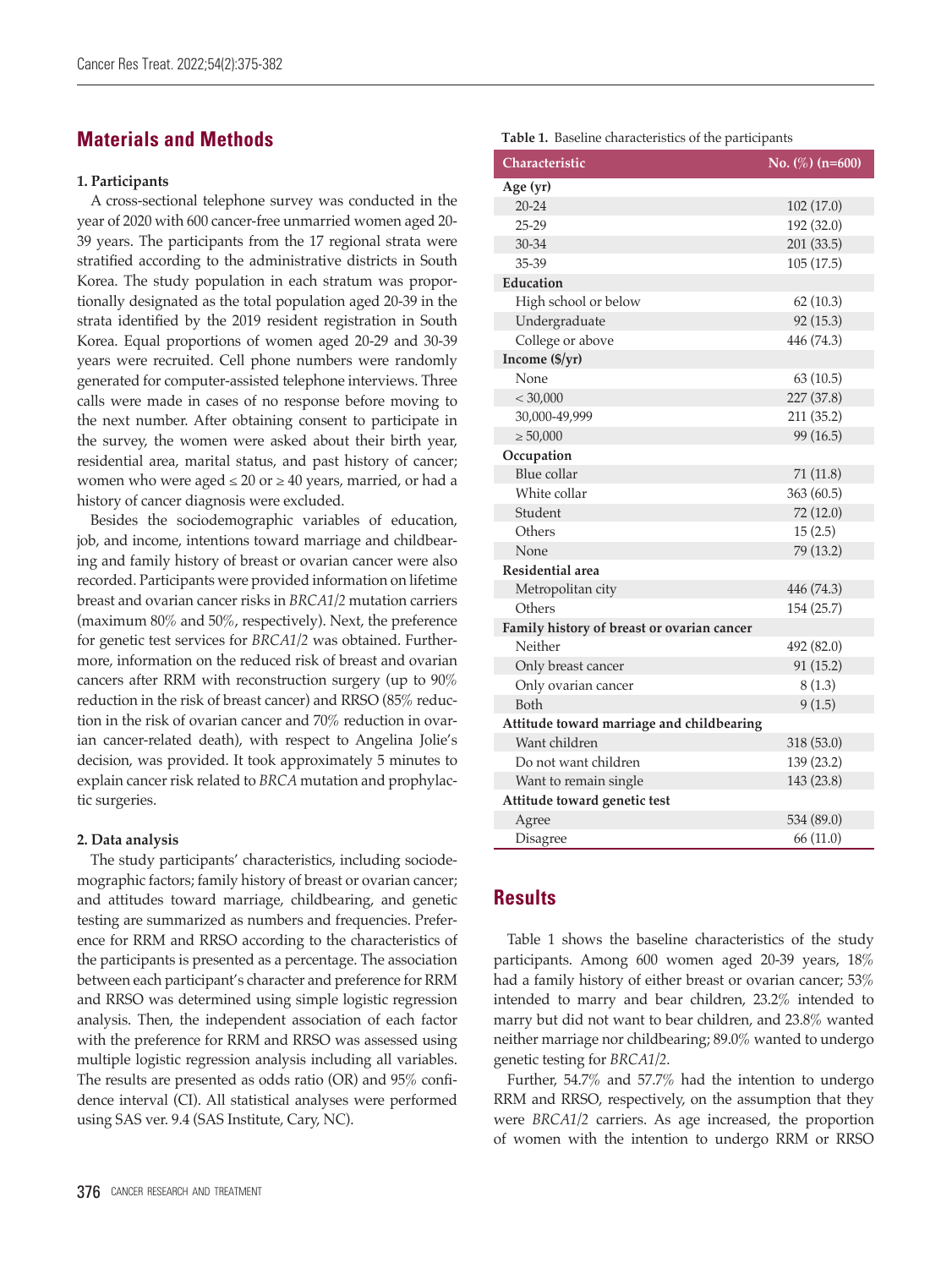## Materials and Methods

### 1. Participants

A cross-sectional telephone survey was conducted in the year of 2020 with 600 cancer-free unmarried women aged 20-39 years. The participants from the 17 regional strata were stratified according to the administrative districts in South Korea. The study population in each stratum was proportionally designated as the total population aged 20-39 in the strata identified by the 2019 resident registration in South Korea. Equal proportions of women aged 20-29 and 30-39 years were recruited. Cell phone numbers were randomly generated for computer-assisted telephone interviews. Three calls were made in cases of no response before moving to the next number. After obtaining consent to participate in the survey, the women were asked about their birth year, residential area, marital status, and past history of cancer; women who were aged ≤ 20 or ≥ 40 years, married, or had a history of cancer diagnosis were excluded.

Besides the sociodemographic variables of education, job, and income, intentions toward marriage and childbearing and family history of breast or ovarian cancer were also recorded. Participants were provided information on lifetime breast and ovarian cancer risks in *BRCA1/2* mutation carriers (maximum 80% and 50%, respectively). Next, the preference for genetic test services for *BRCA1/2* was obtained. Furthermore, information on the reduced risk of breast and ovarian cancers after RRM with reconstruction surgery (up to 90% reduction in the risk of breast cancer) and RRSO (85% reduction in the risk of ovarian cancer and 70% reduction in ovarian cancer-related death), with respect to Angelina Jolie's decision, was provided. It took approximately 5 minutes to explain cancer risk related to *BRCA* mutation and prophylactic surgeries.

### 2. Data analysis

The study participants' characteristics, including sociodemographic factors; family history of breast or ovarian cancer; and attitudes toward marriage, childbearing, and genetic testing are summarized as numbers and frequencies. Preference for RRM and RRSO according to the characteristics of the participants is presented as a percentage. The association between each participant's character and preference for RRM and RRSO was determined using simple logistic regression analysis. Then, the independent association of each factor with the preference for RRM and RRSO was assessed using multiple logistic regression analysis including all variables. The results are presented as odds ratio (OR) and 95% confidence interval (CI). All statistical analyses were performed using SAS ver. 9.4 (SAS Institute, Cary, NC).

**Table 1.** Baseline characteristics of the participants

| Characteristic | No. (%) (n=600) |
|---|---|
| **Age (yr)** | |
| 20-24 | 102 (17.0) |
| 25-29 | 192 (32.0) |
| 30-34 | 201 (33.5) |
| 35-39 | 105 (17.5) |
| **Education** | |
| High school or below | 62 (10.3) |
| Undergraduate | 92 (15.3) |
| College or above | 446 (74.3) |
| **Income ($/yr)** | |
| None | 63 (10.5) |
| < 30,000 | 227 (37.8) |
| 30,000-49,999 | 211 (35.2) |
| ≥ 50,000 | 99 (16.5) |
| **Occupation** | |
| Blue collar | 71 (11.8) |
| White collar | 363 (60.5) |
| Student | 72 (12.0) |
| Others | 15 (2.5) |
| None | 79 (13.2) |
| **Residential area** | |
| Metropolitan city | 446 (74.3) |
| Others | 154 (25.7) |
| **Family history of breast or ovarian cancer** | |
| Neither | 492 (82.0) |
| Only breast cancer | 91 (15.2) |
| Only ovarian cancer | 8 (1.3) |
| Both | 9 (1.5) |
| **Attitude toward marriage and childbearing** | |
| Want children | 318 (53.0) |
| Do not want children | 139 (23.2) |
| Want to remain single | 143 (23.8) |
| **Attitude toward genetic test** | |
| Agree | 534 (89.0) |
| Disagree | 66 (11.0) |

## Results

Table 1 shows the baseline characteristics of the study participants. Among 600 women aged 20-39 years, 18% had a family history of either breast or ovarian cancer; 53% intended to marry and bear children, 23.2% intended to marry but did not want to bear children, and 23.8% wanted neither marriage nor childbearing; 89.0% wanted to undergo genetic testing for *BRCA1/2*.

Further, 54.7% and 57.7% had the intention to undergo RRM and RRSO, respectively, on the assumption that they were *BRCA1/2* carriers. As age increased, the proportion of women with the intention to undergo RRM or RRSO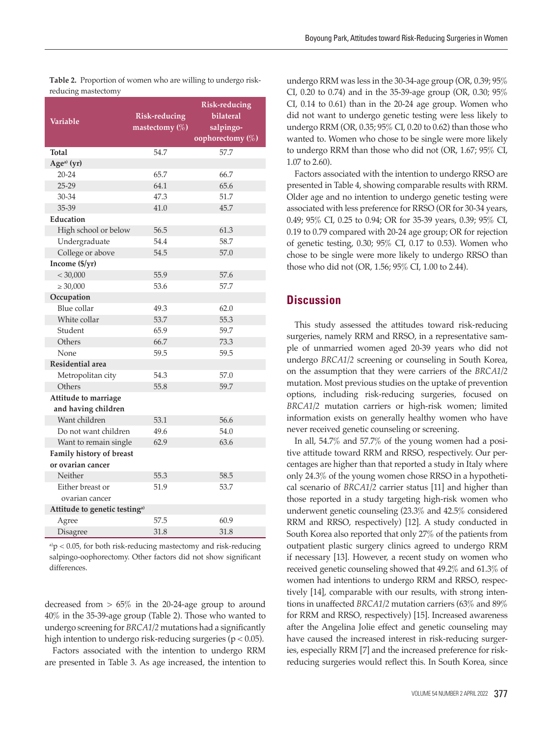**Table 2.** Proportion of women who are willing to undergo risk-reducing mastectomy

| Variable | Risk-reducing mastectomy (%) | Risk-reducing bilateral salpingo-oophorectomy (%) |
|---|---|---|
| Total | 54.7 | 57.7 |
| Age[a)] (yr) | | |
| 20-24 | 65.7 | 66.7 |
| 25-29 | 64.1 | 65.6 |
| 30-34 | 47.3 | 51.7 |
| 35-39 | 41.0 | 45.7 |
| Education | | |
| High school or below | 56.5 | 61.3 |
| Undergraduate | 54.4 | 58.7 |
| College or above | 54.5 | 57.0 |
| Income ($/yr) | | |
| < 30,000 | 55.9 | 57.6 |
| ≥ 30,000 | 53.6 | 57.7 |
| Occupation | | |
| Blue collar | 49.3 | 62.0 |
| White collar | 53.7 | 55.3 |
| Student | 65.9 | 59.7 |
| Others | 66.7 | 73.3 |
| None | 59.5 | 59.5 |
| Residential area | | |
| Metropolitan city | 54.3 | 57.0 |
| Others | 55.8 | 59.7 |
| Attitude to marriage and having children | | |
| Want children | 53.1 | 56.6 |
| Do not want children | 49.6 | 54.0 |
| Want to remain single | 62.9 | 63.6 |
| Family history of breast or ovarian cancer | | |
| Neither | 55.3 | 58.5 |
| Either breast or ovarian cancer | 51.9 | 53.7 |
| Attitude to genetic testing[a)] | | |
| Agree | 57.5 | 60.9 |
| Disagree | 31.8 | 31.8 |

[a)]$p < 0.05$, for both risk-reducing mastectomy and risk-reducing salpingo-oophorectomy. Other factors did not show significant differences.

decreased from > 65% in the 20-24-age group to around 40% in the 35-39-age group (Table 2). Those who wanted to undergo screening for *BRCA1/2* mutations had a significantly high intention to undergo risk-reducing surgeries ($p < 0.05$).

Factors associated with the intention to undergo RRM are presented in Table 3. As age increased, the intention to undergo RRM was less in the 30-34-age group (OR, 0.39; 95% CI, 0.20 to 0.74) and in the 35-39-age group (OR, 0.30; 95% CI, 0.14 to 0.61) than in the 20-24 age group. Women who did not want to undergo genetic testing were less likely to undergo RRM (OR, 0.35; 95% CI, 0.20 to 0.62) than those who wanted to. Women who chose to be single were more likely to undergo RRM than those who did not (OR, 1.67; 95% CI, 1.07 to 2.60).

Factors associated with the intention to undergo RRSO are presented in Table 4, showing comparable results with RRM. Older age and no intention to undergo genetic testing were associated with less preference for RRSO (OR for 30-34 years, 0.49; 95% CI, 0.25 to 0.94; OR for 35-39 years, 0.39; 95% CI, 0.19 to 0.79 compared with 20-24 age group; OR for rejection of genetic testing, 0.30; 95% CI, 0.17 to 0.53). Women who chose to be single were more likely to undergo RRSO than those who did not (OR, 1.56; 95% CI, 1.00 to 2.44).

## Discussion

This study assessed the attitudes toward risk-reducing surgeries, namely RRM and RRSO, in a representative sample of unmarried women aged 20-39 years who did not undergo *BRCA1/2* screening or counseling in South Korea, on the assumption that they were carriers of the *BRCA1/2* mutation. Most previous studies on the uptake of prevention options, including risk-reducing surgeries, focused on *BRCA1/2* mutation carriers or high-risk women; limited information exists on generally healthy women who have never received genetic counseling or screening.

In all, 54.7% and 57.7% of the young women had a positive attitude toward RRM and RRSO, respectively. Our percentages are higher than that reported a study in Italy where only 24.3% of the young women chose RRSO in a hypothetical scenario of *BRCA1/2* carrier status [11] and higher than those reported in a study targeting high-risk women who underwent genetic counseling (23.3% and 42.5% considered RRM and RRSO, respectively) [12]. A study conducted in South Korea also reported that only 27% of the patients from outpatient plastic surgery clinics agreed to undergo RRM if necessary [13]. However, a recent study on women who received genetic counseling showed that 49.2% and 61.3% of women had intentions to undergo RRM and RRSO, respectively [14], comparable with our results, with strong intentions in unaffected *BRCA1/2* mutation carriers (63% and 89% for RRM and RRSO, respectively) [15]. Increased awareness after the Angelina Jolie effect and genetic counseling may have caused the increased interest in risk-reducing surgeries, especially RRM [7] and the increased preference for risk-reducing surgeries would reflect this. In South Korea, since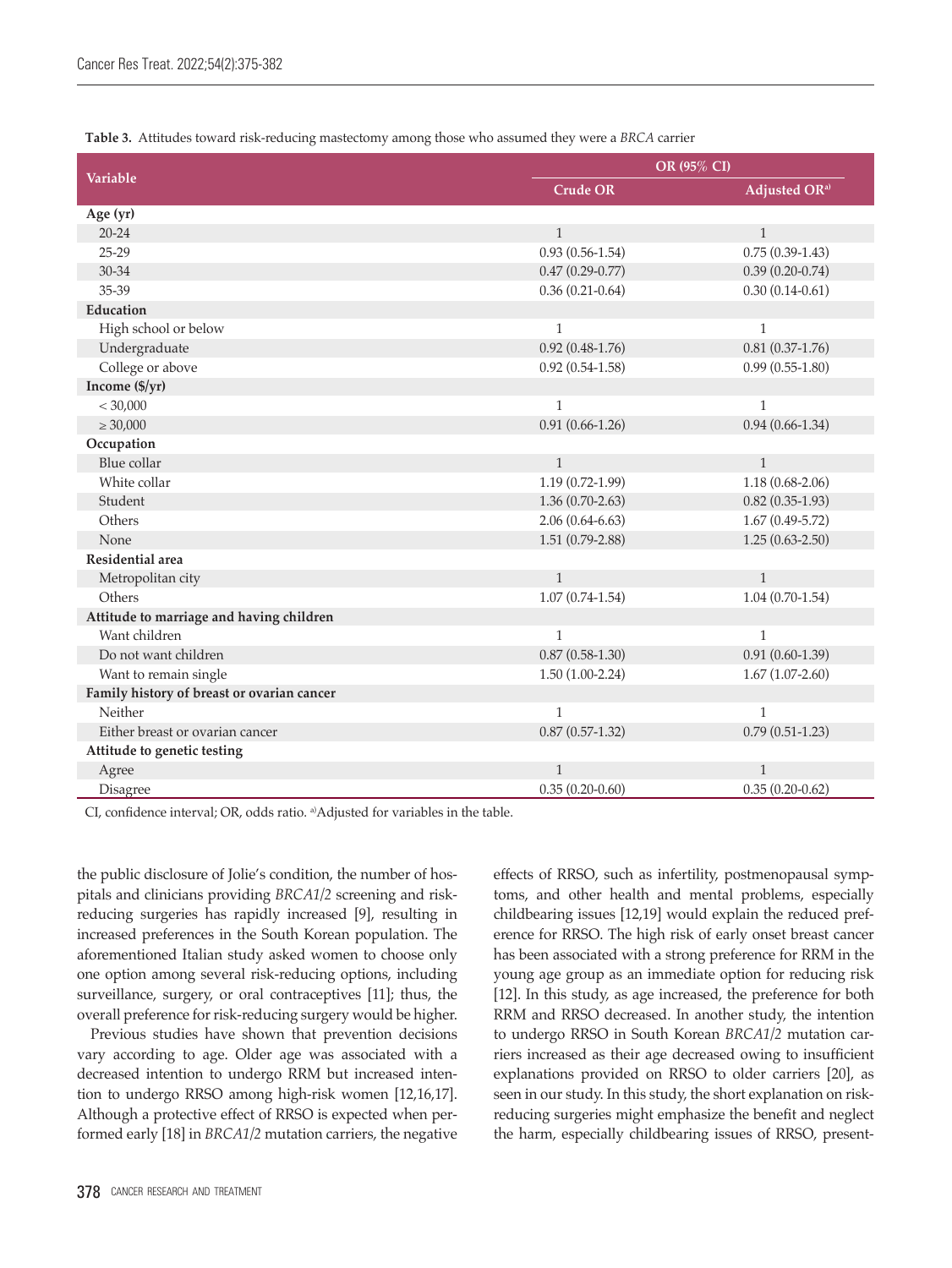**Table 3.** Attitudes toward risk-reducing mastectomy among those who assumed they were a *BRCA* carrier

| Variable | OR (95% CI) | |
|---|---|---|
| | Crude OR | Adjusted OR[a)] |
| **Age (yr)** | | |
| 20-24 | 1 | 1 |
| 25-29 | 0.93 (0.56-1.54) | 0.75 (0.39-1.43) |
| 30-34 | 0.47 (0.29-0.77) | 0.39 (0.20-0.74) |
| 35-39 | 0.36 (0.21-0.64) | 0.30 (0.14-0.61) |
| **Education** | | |
| High school or below | 1 | 1 |
| Undergraduate | 0.92 (0.48-1.76) | 0.81 (0.37-1.76) |
| College or above | 0.92 (0.54-1.58) | 0.99 (0.55-1.80) |
| **Income ($/yr)** | | |
| < 30,000 | 1 | 1 |
| ≥ 30,000 | 0.91 (0.66-1.26) | 0.94 (0.66-1.34) |
| **Occupation** | | |
| Blue collar | 1 | 1 |
| White collar | 1.19 (0.72-1.99) | 1.18 (0.68-2.06) |
| Student | 1.36 (0.70-2.63) | 0.82 (0.35-1.93) |
| Others | 2.06 (0.64-6.63) | 1.67 (0.49-5.72) |
| None | 1.51 (0.79-2.88) | 1.25 (0.63-2.50) |
| **Residential area** | | |
| Metropolitan city | 1 | 1 |
| Others | 1.07 (0.74-1.54) | 1.04 (0.70-1.54) |
| **Attitude to marriage and having children** | | |
| Want children | 1 | 1 |
| Do not want children | 0.87 (0.58-1.30) | 0.91 (0.60-1.39) |
| Want to remain single | 1.50 (1.00-2.24) | 1.67 (1.07-2.60) |
| **Family history of breast or ovarian cancer** | | |
| Neither | 1 | 1 |
| Either breast or ovarian cancer | 0.87 (0.57-1.32) | 0.79 (0.51-1.23) |
| **Attitude to genetic testing** | | |
| Agree | 1 | 1 |
| Disagree | 0.35 (0.20-0.60) | 0.35 (0.20-0.62) |

CI, confidence interval; OR, odds ratio. [a)]Adjusted for variables in the table.

the public disclosure of Jolie's condition, the number of hospitals and clinicians providing *BRCA1/2* screening and risk-reducing surgeries has rapidly increased [9], resulting in increased preferences in the South Korean population. The aforementioned Italian study asked women to choose only one option among several risk-reducing options, including surveillance, surgery, or oral contraceptives [11]; thus, the overall preference for risk-reducing surgery would be higher.

Previous studies have shown that prevention decisions vary according to age. Older age was associated with a decreased intention to undergo RRM but increased intention to undergo RRSO among high-risk women [12,16,17]. Although a protective effect of RRSO is expected when performed early [18] in *BRCA1/2* mutation carriers, the negative effects of RRSO, such as infertility, postmenopausal symptoms, and other health and mental problems, especially childbearing issues [12,19] would explain the reduced preference for RRSO. The high risk of early onset breast cancer has been associated with a strong preference for RRM in the young age group as an immediate option for reducing risk [12]. In this study, as age increased, the preference for both RRM and RRSO decreased. In another study, the intention to undergo RRSO in South Korean *BRCA1/2* mutation carriers increased as their age decreased owing to insufficient explanations provided on RRSO to older carriers [20], as seen in our study. In this study, the short explanation on risk-reducing surgeries might emphasize the benefit and neglect the harm, especially childbearing issues of RRSO, present-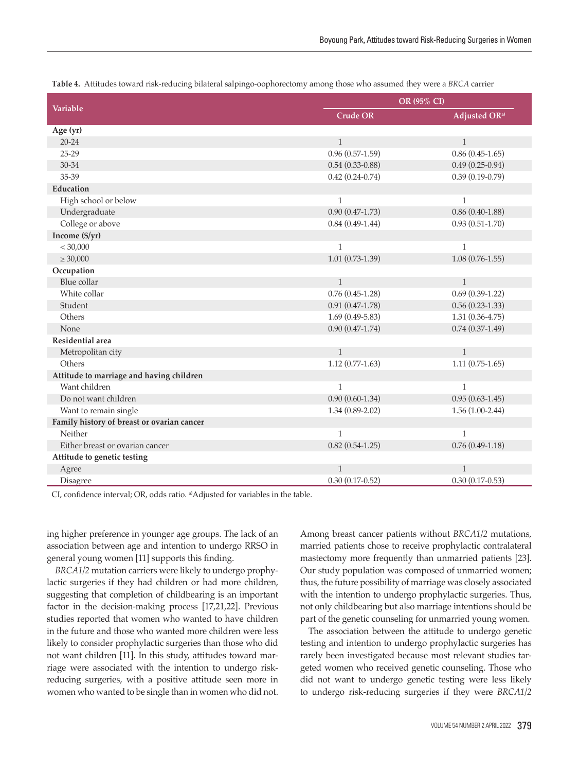**Table 4.** Attitudes toward risk-reducing bilateral salpingo-oophorectomy among those who assumed they were a *BRCA* carrier

| Variable | OR (95% CI) | |
|---|---|---|
| | Crude OR | Adjusted OR[a] |
| **Age (yr)** | | |
| 20-24 | 1 | 1 |
| 25-29 | 0.96 (0.57-1.59) | 0.86 (0.45-1.65) |
| 30-34 | 0.54 (0.33-0.88) | 0.49 (0.25-0.94) |
| 35-39 | 0.42 (0.24-0.74) | 0.39 (0.19-0.79) |
| **Education** | | |
| High school or below | 1 | 1 |
| Undergraduate | 0.90 (0.47-1.73) | 0.86 (0.40-1.88) |
| College or above | 0.84 (0.49-1.44) | 0.93 (0.51-1.70) |
| **Income ($/yr)** | | |
| < 30,000 | 1 | 1 |
| ≥ 30,000 | 1.01 (0.73-1.39) | 1.08 (0.76-1.55) |
| **Occupation** | | |
| Blue collar | 1 | 1 |
| White collar | 0.76 (0.45-1.28) | 0.69 (0.39-1.22) |
| Student | 0.91 (0.47-1.78) | 0.56 (0.23-1.33) |
| Others | 1.69 (0.49-5.83) | 1.31 (0.36-4.75) |
| None | 0.90 (0.47-1.74) | 0.74 (0.37-1.49) |
| **Residential area** | | |
| Metropolitan city | 1 | 1 |
| Others | 1.12 (0.77-1.63) | 1.11 (0.75-1.65) |
| **Attitude to marriage and having children** | | |
| Want children | 1 | 1 |
| Do not want children | 0.90 (0.60-1.34) | 0.95 (0.63-1.45) |
| Want to remain single | 1.34 (0.89-2.02) | 1.56 (1.00-2.44) |
| **Family history of breast or ovarian cancer** | | |
| Neither | 1 | 1 |
| Either breast or ovarian cancer | 0.82 (0.54-1.25) | 0.76 (0.49-1.18) |
| **Attitude to genetic testing** | | |
| Agree | 1 | 1 |
| Disagree | 0.30 (0.17-0.52) | 0.30 (0.17-0.53) |

CI, confidence interval; OR, odds ratio. [a]Adjusted for variables in the table.

ing higher preference in younger age groups. The lack of an association between age and intention to undergo RRSO in general young women [11] supports this finding.

*BRCA1/2* mutation carriers were likely to undergo prophylactic surgeries if they had children or had more children, suggesting that completion of childbearing is an important factor in the decision-making process [17,21,22]. Previous studies reported that women who wanted to have children in the future and those who wanted more children were less likely to consider prophylactic surgeries than those who did not want children [11]. In this study, attitudes toward marriage were associated with the intention to undergo risk-reducing surgeries, with a positive attitude seen more in women who wanted to be single than in women who did not. Among breast cancer patients without *BRCA1/2* mutations, married patients chose to receive prophylactic contralateral mastectomy more frequently than unmarried patients [23]. Our study population was composed of unmarried women; thus, the future possibility of marriage was closely associated with the intention to undergo prophylactic surgeries. Thus, not only childbearing but also marriage intentions should be part of the genetic counseling for unmarried young women.

The association between the attitude to undergo genetic testing and intention to undergo prophylactic surgeries has rarely been investigated because most relevant studies targeted women who received genetic counseling. Those who did not want to undergo genetic testing were less likely to undergo risk-reducing surgeries if they were *BRCA1/2*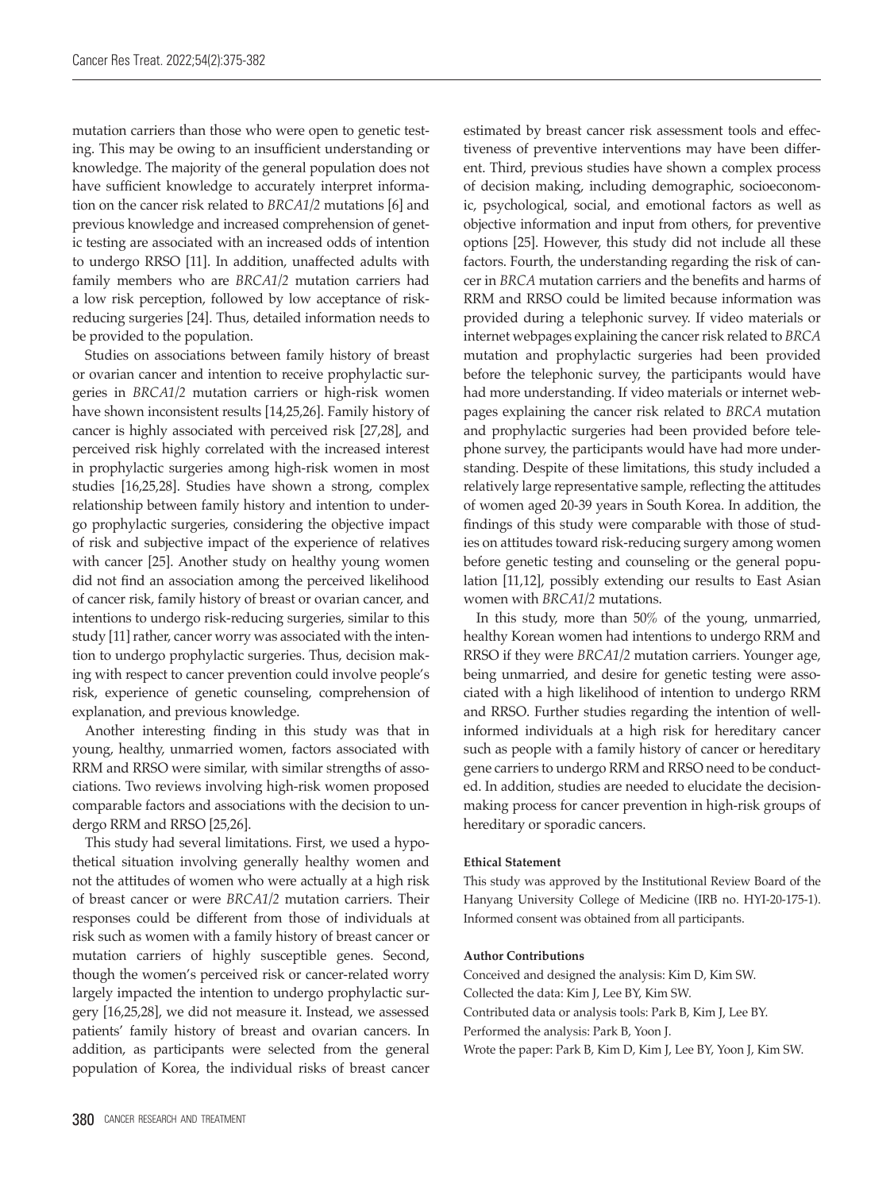mutation carriers than those who were open to genetic testing. This may be owing to an insufficient understanding or knowledge. The majority of the general population does not have sufficient knowledge to accurately interpret information on the cancer risk related to *BRCA1/2* mutations [6] and previous knowledge and increased comprehension of genetic testing are associated with an increased odds of intention to undergo RRSO [11]. In addition, unaffected adults with family members who are *BRCA1/2* mutation carriers had a low risk perception, followed by low acceptance of risk-reducing surgeries [24]. Thus, detailed information needs to be provided to the population.

Studies on associations between family history of breast or ovarian cancer and intention to receive prophylactic surgeries in *BRCA1/2* mutation carriers or high-risk women have shown inconsistent results [14,25,26]. Family history of cancer is highly associated with perceived risk [27,28], and perceived risk highly correlated with the increased interest in prophylactic surgeries among high-risk women in most studies [16,25,28]. Studies have shown a strong, complex relationship between family history and intention to undergo prophylactic surgeries, considering the objective impact of risk and subjective impact of the experience of relatives with cancer [25]. Another study on healthy young women did not find an association among the perceived likelihood of cancer risk, family history of breast or ovarian cancer, and intentions to undergo risk-reducing surgeries, similar to this study [11] rather, cancer worry was associated with the intention to undergo prophylactic surgeries. Thus, decision making with respect to cancer prevention could involve people's risk, experience of genetic counseling, comprehension of explanation, and previous knowledge.

Another interesting finding in this study was that in young, healthy, unmarried women, factors associated with RRM and RRSO were similar, with similar strengths of associations. Two reviews involving high-risk women proposed comparable factors and associations with the decision to undergo RRM and RRSO [25,26].

This study had several limitations. First, we used a hypothetical situation involving generally healthy women and not the attitudes of women who were actually at a high risk of breast cancer or were *BRCA1/2* mutation carriers. Their responses could be different from those of individuals at risk such as women with a family history of breast cancer or mutation carriers of highly susceptible genes. Second, though the women's perceived risk or cancer-related worry largely impacted the intention to undergo prophylactic surgery [16,25,28], we did not measure it. Instead, we assessed patients' family history of breast and ovarian cancers. In addition, as participants were selected from the general population of Korea, the individual risks of breast cancer estimated by breast cancer risk assessment tools and effectiveness of preventive interventions may have been different. Third, previous studies have shown a complex process of decision making, including demographic, socioeconomic, psychological, social, and emotional factors as well as objective information and input from others, for preventive options [25]. However, this study did not include all these factors. Fourth, the understanding regarding the risk of cancer in *BRCA* mutation carriers and the benefits and harms of RRM and RRSO could be limited because information was provided during a telephonic survey. If video materials or internet webpages explaining the cancer risk related to *BRCA* mutation and prophylactic surgeries had been provided before the telephonic survey, the participants would have had more understanding. If video materials or internet webpages explaining the cancer risk related to *BRCA* mutation and prophylactic surgeries had been provided before telephone survey, the participants would have had more understanding. Despite of these limitations, this study included a relatively large representative sample, reflecting the attitudes of women aged 20-39 years in South Korea. In addition, the findings of this study were comparable with those of studies on attitudes toward risk-reducing surgery among women before genetic testing and counseling or the general population [11,12], possibly extending our results to East Asian women with *BRCA1/2* mutations.

In this study, more than 50% of the young, unmarried, healthy Korean women had intentions to undergo RRM and RRSO if they were *BRCA1/2* mutation carriers. Younger age, being unmarried, and desire for genetic testing were associated with a high likelihood of intention to undergo RRM and RRSO. Further studies regarding the intention of well-informed individuals at a high risk for hereditary cancer such as people with a family history of cancer or hereditary gene carriers to undergo RRM and RRSO need to be conducted. In addition, studies are needed to elucidate the decision-making process for cancer prevention in high-risk groups of hereditary or sporadic cancers.

#### Ethical Statement

This study was approved by the Institutional Review Board of the Hanyang University College of Medicine (IRB no. HYI-20-175-1). Informed consent was obtained from all participants.

#### Author Contributions

Conceived and designed the analysis: Kim D, Kim SW.
Collected the data: Kim J, Lee BY, Kim SW.
Contributed data or analysis tools: Park B, Kim J, Lee BY.
Performed the analysis: Park B, Yoon J.
Wrote the paper: Park B, Kim D, Kim J, Lee BY, Yoon J, Kim SW.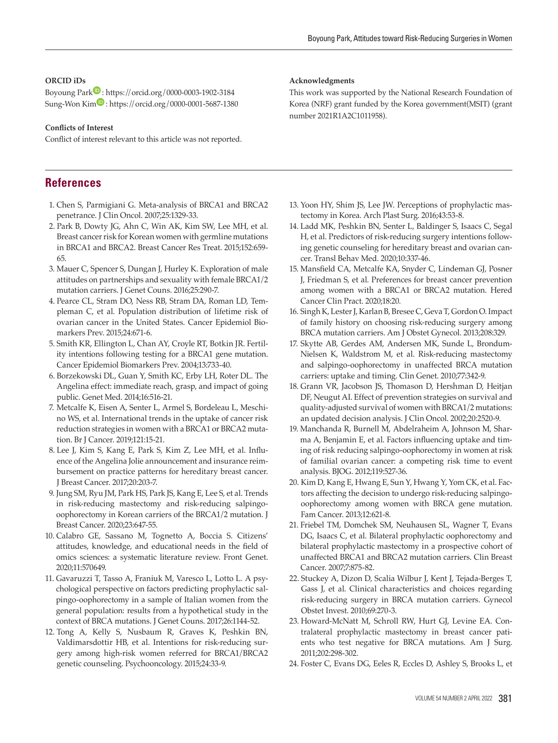**ORCID iDs**

Boyoung Park: https://orcid.org/0000-0003-1902-3184
Sung-Won Kim: https://orcid.org/0000-0001-5687-1380

**Conflicts of Interest**

Conflict of interest relevant to this article was not reported.

**Acknowledgments**

This work was supported by the National Research Foundation of Korea (NRF) grant funded by the Korea government(MSIT) (grant number 2021R1A2C1011958).

## References

1. Chen S, Parmigiani G. Meta-analysis of BRCA1 and BRCA2 penetrance. J Clin Oncol. 2007;25:1329-33.
2. Park B, Dowty JG, Ahn C, Win AK, Kim SW, Lee MH, et al. Breast cancer risk for Korean women with germline mutations in BRCA1 and BRCA2. Breast Cancer Res Treat. 2015;152:659-65.
3. Mauer C, Spencer S, Dungan J, Hurley K. Exploration of male attitudes on partnerships and sexuality with female BRCA1/2 mutation carriers. J Genet Couns. 2016;25:290-7.
4. Pearce CL, Stram DO, Ness RB, Stram DA, Roman LD, Templeman C, et al. Population distribution of lifetime risk of ovarian cancer in the United States. Cancer Epidemiol Biomarkers Prev. 2015;24:671-6.
5. Smith KR, Ellington L, Chan AY, Croyle RT, Botkin JR. Fertility intentions following testing for a BRCA1 gene mutation. Cancer Epidemiol Biomarkers Prev. 2004;13:733-40.
6. Borzekowski DL, Guan Y, Smith KC, Erby LH, Roter DL. The Angelina effect: immediate reach, grasp, and impact of going public. Genet Med. 2014;16:516-21.
7. Metcalfe K, Eisen A, Senter L, Armel S, Bordeleau L, Meschino WS, et al. International trends in the uptake of cancer risk reduction strategies in women with a BRCA1 or BRCA2 mutation. Br J Cancer. 2019;121:15-21.
8. Lee J, Kim S, Kang E, Park S, Kim Z, Lee MH, et al. Influence of the Angelina Jolie announcement and insurance reimbursement on practice patterns for hereditary breast cancer. J Breast Cancer. 2017;20:203-7.
9. Jung SM, Ryu JM, Park HS, Park JS, Kang E, Lee S, et al. Trends in risk-reducing mastectomy and risk-reducing salpingo-oophorectomy in Korean carriers of the BRCA1/2 mutation. J Breast Cancer. 2020;23:647-55.
10. Calabro GE, Sassano M, Tognetto A, Boccia S. Citizens' attitudes, knowledge, and educational needs in the field of omics sciences: a systematic literature review. Front Genet. 2020;11:570649.
11. Gavaruzzi T, Tasso A, Franiuk M, Varesco L, Lotto L. A psychological perspective on factors predicting prophylactic salpingo-oophorectomy in a sample of Italian women from the general population: results from a hypothetical study in the context of BRCA mutations. J Genet Couns. 2017;26:1144-52.
12. Tong A, Kelly S, Nusbaum R, Graves K, Peshkin BN, Valdimarsdottir HB, et al. Intentions for risk-reducing surgery among high-risk women referred for BRCA1/BRCA2 genetic counseling. Psychooncology. 2015;24:33-9.
13. Yoon HY, Shim JS, Lee JW. Perceptions of prophylactic mastectomy in Korea. Arch Plast Surg. 2016;43:53-8.
14. Ladd MK, Peshkin BN, Senter L, Baldinger S, Isaacs C, Segal H, et al. Predictors of risk-reducing surgery intentions following genetic counseling for hereditary breast and ovarian cancer. Transl Behav Med. 2020;10:337-46.
15. Mansfield CA, Metcalfe KA, Snyder C, Lindeman GJ, Posner J, Friedman S, et al. Preferences for breast cancer prevention among women with a BRCA1 or BRCA2 mutation. Hered Cancer Clin Pract. 2020;18:20.
16. Singh K, Lester J, Karlan B, Bresee C, Geva T, Gordon O. Impact of family history on choosing risk-reducing surgery among BRCA mutation carriers. Am J Obstet Gynecol. 2013;208:329.
17. Skytte AB, Gerdes AM, Andersen MK, Sunde L, Brondum-Nielsen K, Waldstrom M, et al. Risk-reducing mastectomy and salpingo-oophorectomy in unaffected BRCA mutation carriers: uptake and timing. Clin Genet. 2010;77:342-9.
18. Grann VR, Jacobson JS, Thomason D, Hershman D, Heitjan DF, Neugut AI. Effect of prevention strategies on survival and quality-adjusted survival of women with BRCA1/2 mutations: an updated decision analysis. J Clin Oncol. 2002;20:2520-9.
19. Manchanda R, Burnell M, Abdelraheim A, Johnson M, Sharma A, Benjamin E, et al. Factors influencing uptake and timing of risk reducing salpingo-oophorectomy in women at risk of familial ovarian cancer: a competing risk time to event analysis. BJOG. 2012;119:527-36.
20. Kim D, Kang E, Hwang E, Sun Y, Hwang Y, Yom CK, et al. Factors affecting the decision to undergo risk-reducing salpingo-oophorectomy among women with BRCA gene mutation. Fam Cancer. 2013;12:621-8.
21. Friebel TM, Domchek SM, Neuhausen SL, Wagner T, Evans DG, Isaacs C, et al. Bilateral prophylactic oophorectomy and bilateral prophylactic mastectomy in a prospective cohort of unaffected BRCA1 and BRCA2 mutation carriers. Clin Breast Cancer. 2007;7:875-82.
22. Stuckey A, Dizon D, Scalia Wilbur J, Kent J, Tejada-Berges T, Gass J, et al. Clinical characteristics and choices regarding risk-reducing surgery in BRCA mutation carriers. Gynecol Obstet Invest. 2010;69:270-3.
23. Howard-McNatt M, Schroll RW, Hurt GJ, Levine EA. Contralateral prophylactic mastectomy in breast cancer patients who test negative for BRCA mutations. Am J Surg. 2011;202:298-302.
24. Foster C, Evans DG, Eeles R, Eccles D, Ashley S, Brooks L, et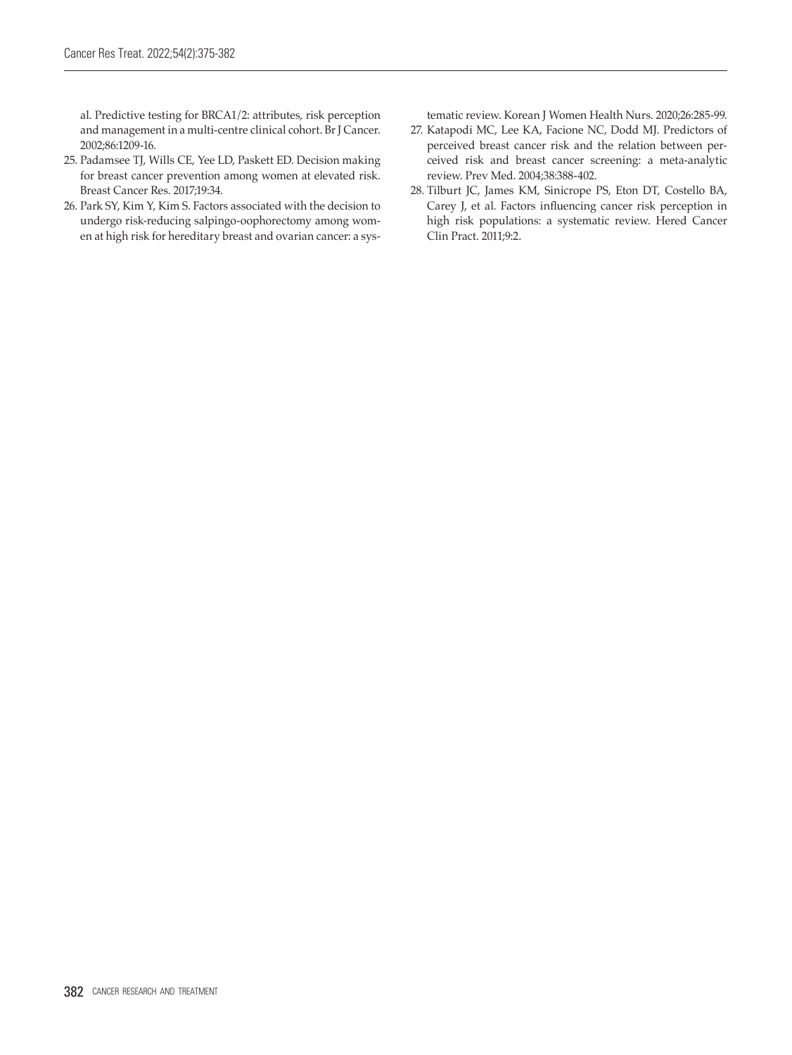al. Predictive testing for BRCA1/2: attributes, risk perception and management in a multi-centre clinical cohort. Br J Cancer. 2002;86:1209-16.

25. Padamsee TJ, Wills CE, Yee LD, Paskett ED. Decision making for breast cancer prevention among women at elevated risk. Breast Cancer Res. 2017;19:34.
26. Park SY, Kim Y, Kim S. Factors associated with the decision to undergo risk-reducing salpingo-oophorectomy among women at high risk for hereditary breast and ovarian cancer: a systematic review. Korean J Women Health Nurs. 2020;26:285-99.
27. Katapodi MC, Lee KA, Facione NC, Dodd MJ. Predictors of perceived breast cancer risk and the relation between perceived risk and breast cancer screening: a meta-analytic review. Prev Med. 2004;38:388-402.
28. Tilburt JC, James KM, Sinicrope PS, Eton DT, Costello BA, Carey J, et al. Factors influencing cancer risk perception in high risk populations: a systematic review. Hered Cancer Clin Pract. 2011;9:2.